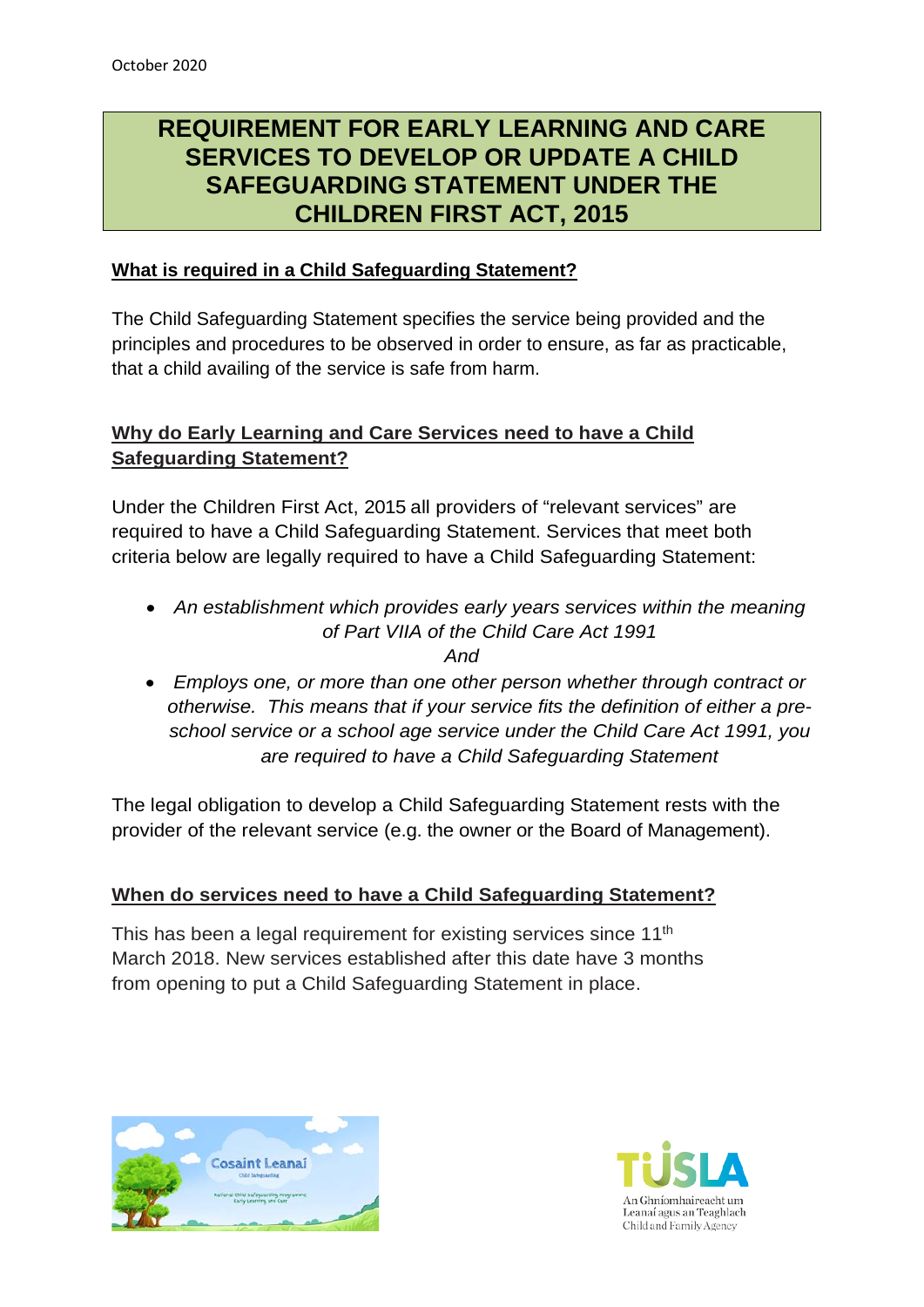October 2020

# REQUIREMENT FOR EARLY LEARNING AND CARE SERVICES TO DEVELOP OR UPDATE A CHILD SAFEGUARDING STATEMENT UNDER THE CHILDREN FIRST ACT, 2015

## What is required in a Child Safeguarding Statement?

The Child Safeguarding Statement specifies the service being provided and the principles and procedures to be observed in order to ensure, as far as practicable, that a child availing of the service is safe from harm.

## Why do Early Learning and Care Services need to have a Child Safeguarding Statement?

Under the Children First Act, 2015 all providers of "relevant services" are required to have a Child Safeguarding Statement. Services that meet both criteria below are legally required to have a Child Safeguarding Statement:

- *An establishment which provides early years services within the meaning of Part VIIA of the Child Care Act 1991*

  *And*

- *Employs one, or more than one other person whether through contract or otherwise. This means that if your service fits the definition of either a pre-school service or a school age service under the Child Care Act 1991, you are required to have a Child Safeguarding Statement*

The legal obligation to develop a Child Safeguarding Statement rests with the provider of the relevant service (e.g. the owner or the Board of Management).

## When do services need to have a Child Safeguarding Statement?

This has been a legal requirement for existing services since 11th March 2018. New services established after this date have 3 months from opening to put a Child Safeguarding Statement in place.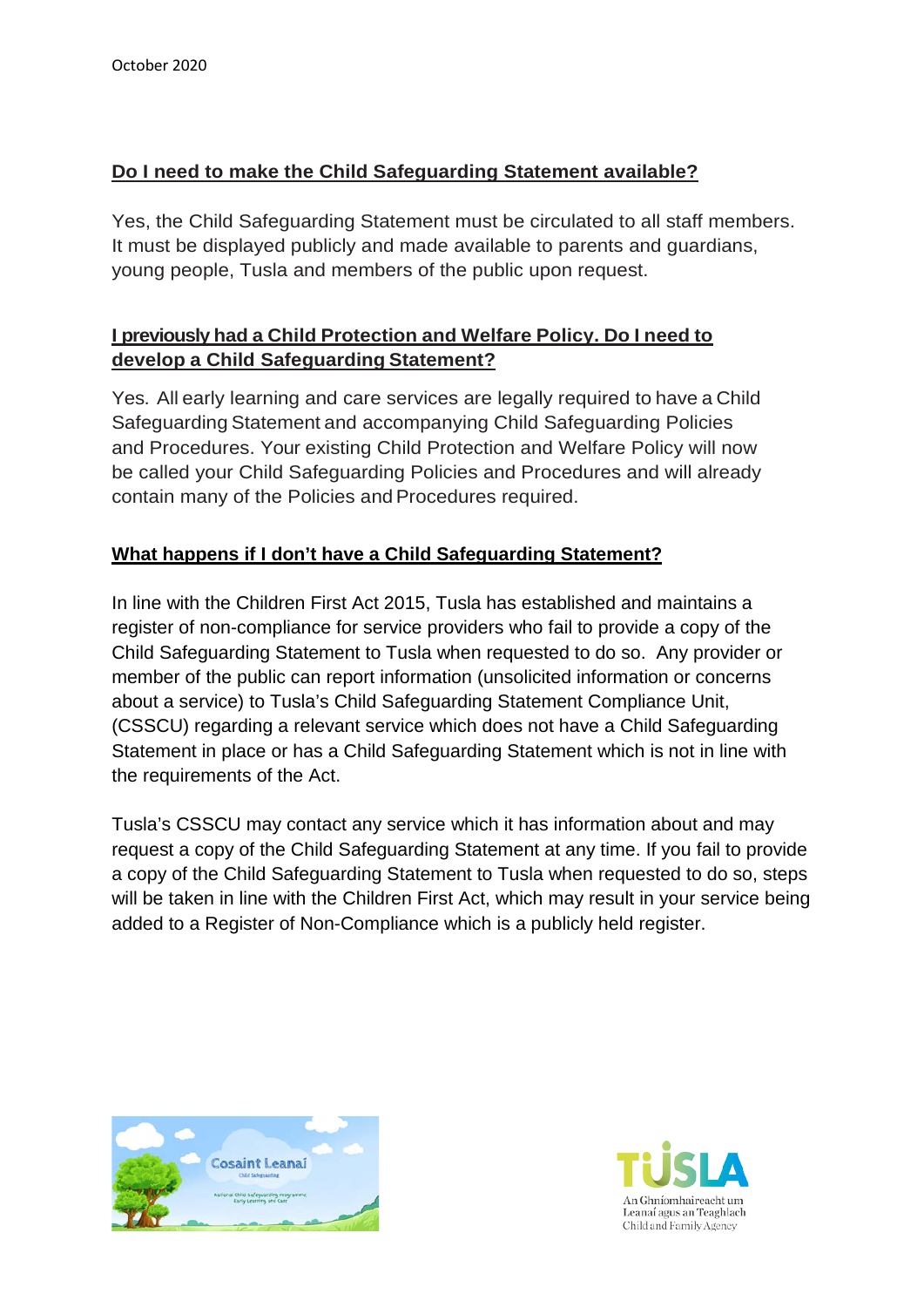## Do I need to make the Child Safeguarding Statement available?

Yes, the Child Safeguarding Statement must be circulated to all staff members. It must be displayed publicly and made available to parents and guardians, young people, Tusla and members of the public upon request.

## I previously had a Child Protection and Welfare Policy. Do I need to develop a Child Safeguarding Statement?

Yes. All early learning and care services are legally required to have a Child Safeguarding Statement and accompanying Child Safeguarding Policies and Procedures. Your existing Child Protection and Welfare Policy will now be called your Child Safeguarding Policies and Procedures and will already contain many of the Policies and Procedures required.

## What happens if I don't have a Child Safeguarding Statement?

In line with the Children First Act 2015, Tusla has established and maintains a register of non-compliance for service providers who fail to provide a copy of the Child Safeguarding Statement to Tusla when requested to do so. Any provider or member of the public can report information (unsolicited information or concerns about a service) to Tusla's Child Safeguarding Statement Compliance Unit, (CSSCU) regarding a relevant service which does not have a Child Safeguarding Statement in place or has a Child Safeguarding Statement which is not in line with the requirements of the Act.

Tusla's CSSCU may contact any service which it has information about and may request a copy of the Child Safeguarding Statement at any time. If you fail to provide a copy of the Child Safeguarding Statement to Tusla when requested to do so, steps will be taken in line with the Children First Act, which may result in your service being added to a Register of Non-Compliance which is a publicly held register.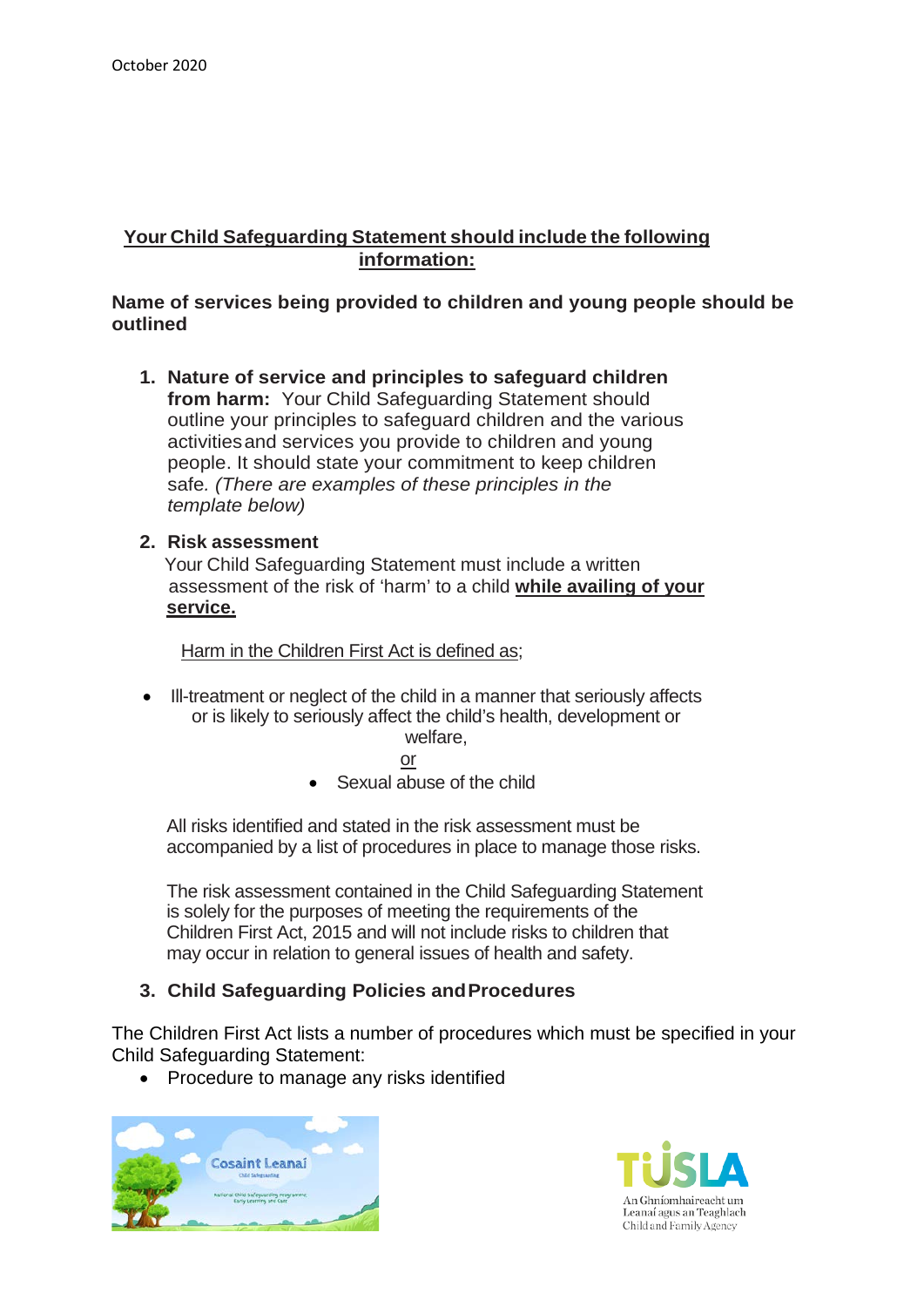October 2020

## Your Child Safeguarding Statement should include the following information:

**Name of services being provided to children and young people should be outlined**

1. **Nature of service and principles to safeguard children from harm:** Your Child Safeguarding Statement should outline your principles to safeguard children and the various activities and services you provide to children and young people. It should state your commitment to keep children safe. *(There are examples of these principles in the template below)*

2. **Risk assessment**
   Your Child Safeguarding Statement must include a written assessment of the risk of 'harm' to a child **while availing of your service.**

   Harm in the Children First Act is defined as;

- Ill-treatment or neglect of the child in a manner that seriously affects or is likely to seriously affect the child's health, development or welfare,

  or

- Sexual abuse of the child

All risks identified and stated in the risk assessment must be accompanied by a list of procedures in place to manage those risks.

The risk assessment contained in the Child Safeguarding Statement is solely for the purposes of meeting the requirements of the Children First Act, 2015 and will not include risks to children that may occur in relation to general issues of health and safety.

3. **Child Safeguarding Policies and Procedures**

The Children First Act lists a number of procedures which must be specified in your Child Safeguarding Statement:

- Procedure to manage any risks identified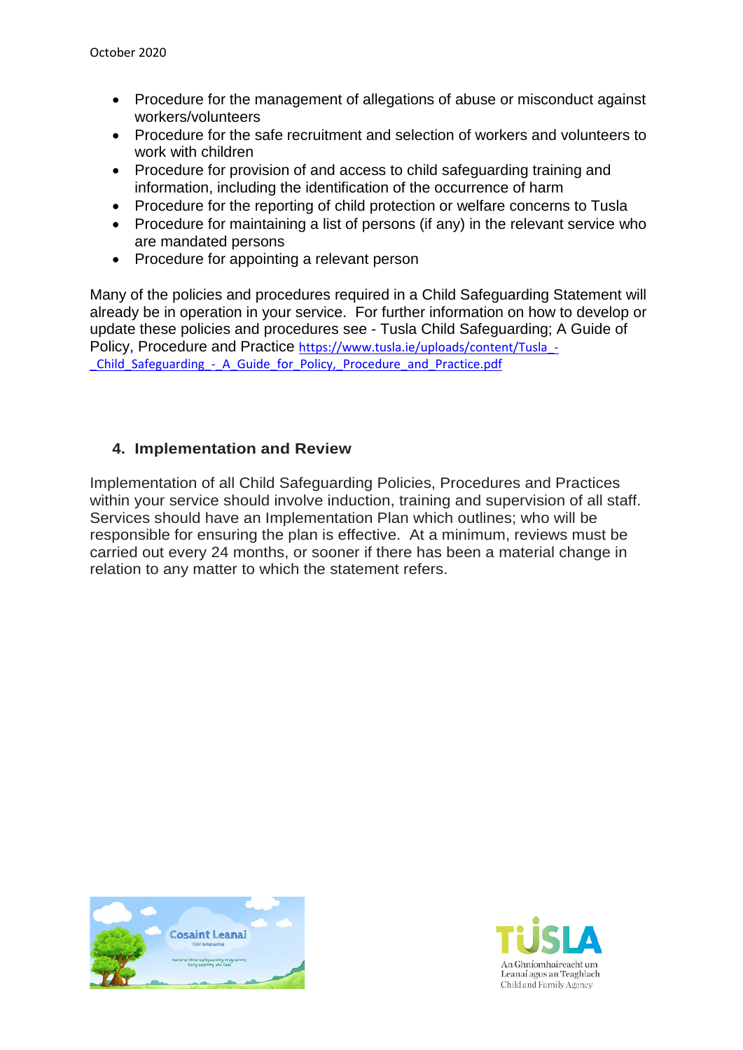- Procedure for the management of allegations of abuse or misconduct against workers/volunteers
- Procedure for the safe recruitment and selection of workers and volunteers to work with children
- Procedure for provision of and access to child safeguarding training and information, including the identification of the occurrence of harm
- Procedure for the reporting of child protection or welfare concerns to Tusla
- Procedure for maintaining a list of persons (if any) in the relevant service who are mandated persons
- Procedure for appointing a relevant person

Many of the policies and procedures required in a Child Safeguarding Statement will already be in operation in your service. For further information on how to develop or update these policies and procedures see - Tusla Child Safeguarding; A Guide of Policy, Procedure and Practice https://www.tusla.ie/uploads/content/Tusla_-_Child_Safeguarding_-_A_Guide_for_Policy,_Procedure_and_Practice.pdf

## 4. Implementation and Review

Implementation of all Child Safeguarding Policies, Procedures and Practices within your service should involve induction, training and supervision of all staff. Services should have an Implementation Plan which outlines; who will be responsible for ensuring the plan is effective. At a minimum, reviews must be carried out every 24 months, or sooner if there has been a material change in relation to any matter to which the statement refers.